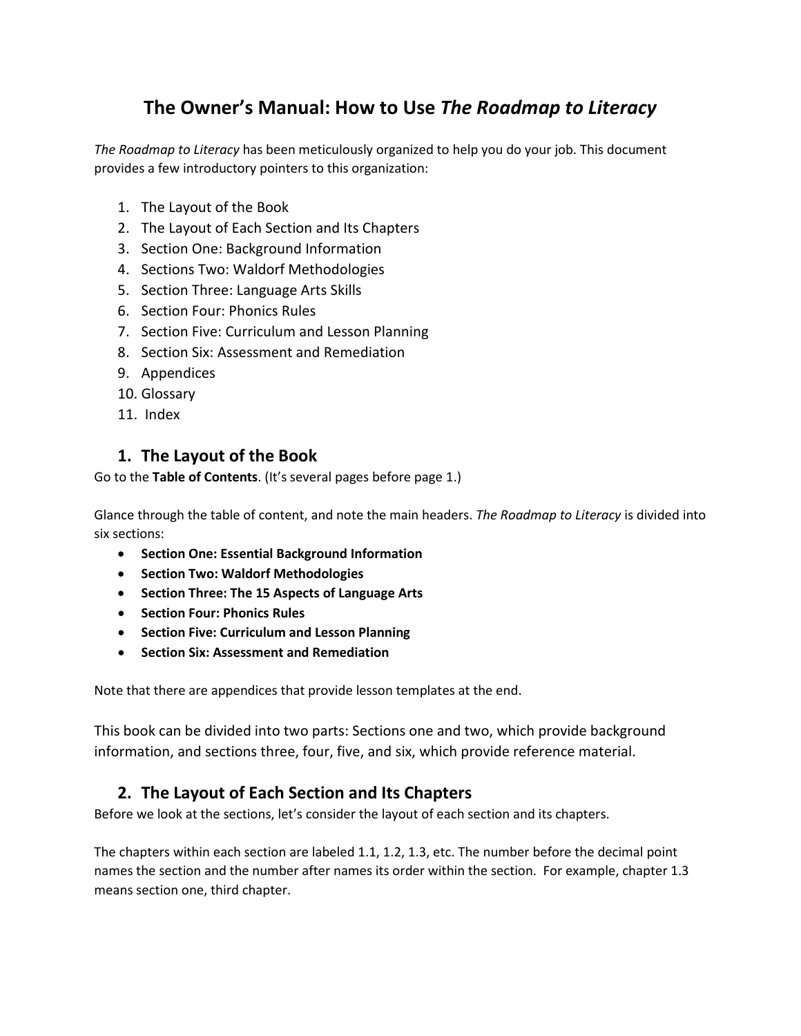# The Owner's Manual: How to Use *The Roadmap to Literacy*

*The Roadmap to Literacy* has been meticulously organized to help you do your job. This document provides a few introductory pointers to this organization:

1. The Layout of the Book
2. The Layout of Each Section and Its Chapters
3. Section One: Background Information
4. Sections Two: Waldorf Methodologies
5. Section Three: Language Arts Skills
6. Section Four: Phonics Rules
7. Section Five: Curriculum and Lesson Planning
8. Section Six: Assessment and Remediation
9. Appendices
10. Glossary
11. Index

## 1. The Layout of the Book

Go to the **Table of Contents**. (It's several pages before page 1.)

Glance through the table of content, and note the main headers. *The Roadmap to Literacy* is divided into six sections:

- **Section One: Essential Background Information**
- **Section Two: Waldorf Methodologies**
- **Section Three: The 15 Aspects of Language Arts**
- **Section Four: Phonics Rules**
- **Section Five: Curriculum and Lesson Planning**
- **Section Six: Assessment and Remediation**

Note that there are appendices that provide lesson templates at the end.

This book can be divided into two parts: Sections one and two, which provide background information, and sections three, four, five, and six, which provide reference material.

## 2. The Layout of Each Section and Its Chapters

Before we look at the sections, let's consider the layout of each section and its chapters.

The chapters within each section are labeled 1.1, 1.2, 1.3, etc. The number before the decimal point names the section and the number after names its order within the section. For example, chapter 1.3 means section one, third chapter.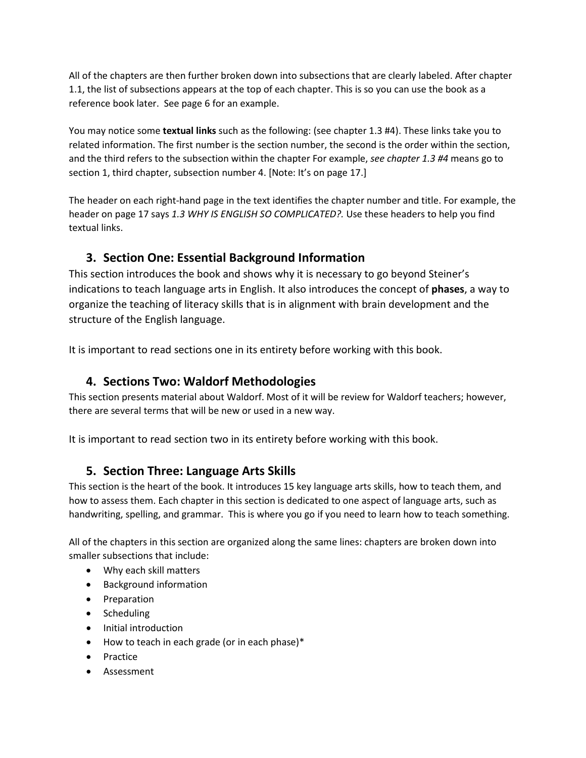All of the chapters are then further broken down into subsections that are clearly labeled. After chapter 1.1, the list of subsections appears at the top of each chapter. This is so you can use the book as a reference book later. See page 6 for an example.

You may notice some **textual links** such as the following: (see chapter 1.3 #4). These links take you to related information. The first number is the section number, the second is the order within the section, and the third refers to the subsection within the chapter For example, *see chapter 1.3 #4* means go to section 1, third chapter, subsection number 4. [Note: It's on page 17.]

The header on each right-hand page in the text identifies the chapter number and title. For example, the header on page 17 says *1.3 WHY IS ENGLISH SO COMPLICATED?.* Use these headers to help you find textual links.

## 3. Section One: Essential Background Information

This section introduces the book and shows why it is necessary to go beyond Steiner's indications to teach language arts in English. It also introduces the concept of **phases**, a way to organize the teaching of literacy skills that is in alignment with brain development and the structure of the English language.

It is important to read sections one in its entirety before working with this book.

## 4. Sections Two: Waldorf Methodologies

This section presents material about Waldorf. Most of it will be review for Waldorf teachers; however, there are several terms that will be new or used in a new way.

It is important to read section two in its entirety before working with this book.

## 5. Section Three: Language Arts Skills

This section is the heart of the book. It introduces 15 key language arts skills, how to teach them, and how to assess them. Each chapter in this section is dedicated to one aspect of language arts, such as handwriting, spelling, and grammar. This is where you go if you need to learn how to teach something.

All of the chapters in this section are organized along the same lines: chapters are broken down into smaller subsections that include:

- Why each skill matters
- Background information
- Preparation
- Scheduling
- Initial introduction
- How to teach in each grade (or in each phase)*
- Practice
- Assessment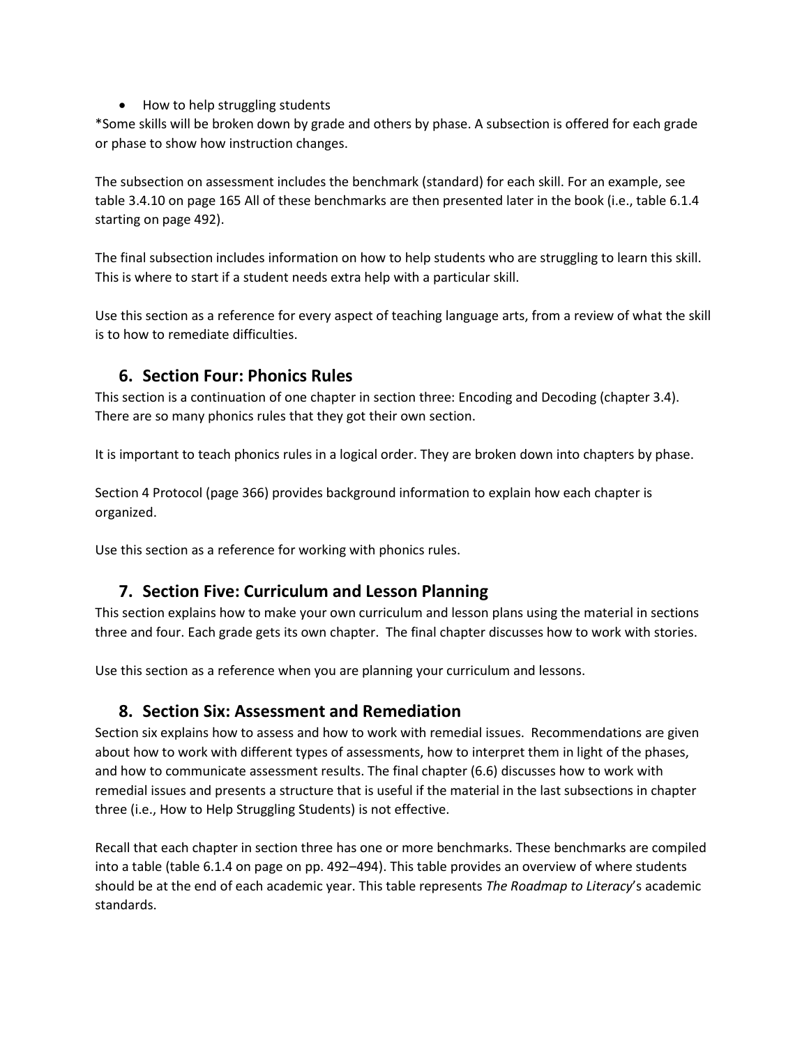- How to help struggling students

*Some skills will be broken down by grade and others by phase. A subsection is offered for each grade or phase to show how instruction changes.

The subsection on assessment includes the benchmark (standard) for each skill. For an example, see table 3.4.10 on page 165 All of these benchmarks are then presented later in the book (i.e., table 6.1.4 starting on page 492).

The final subsection includes information on how to help students who are struggling to learn this skill. This is where to start if a student needs extra help with a particular skill.

Use this section as a reference for every aspect of teaching language arts, from a review of what the skill is to how to remediate difficulties.

## 6. Section Four: Phonics Rules

This section is a continuation of one chapter in section three: Encoding and Decoding (chapter 3.4). There are so many phonics rules that they got their own section.

It is important to teach phonics rules in a logical order. They are broken down into chapters by phase.

Section 4 Protocol (page 366) provides background information to explain how each chapter is organized.

Use this section as a reference for working with phonics rules.

## 7. Section Five: Curriculum and Lesson Planning

This section explains how to make your own curriculum and lesson plans using the material in sections three and four. Each grade gets its own chapter. The final chapter discusses how to work with stories.

Use this section as a reference when you are planning your curriculum and lessons.

## 8. Section Six: Assessment and Remediation

Section six explains how to assess and how to work with remedial issues. Recommendations are given about how to work with different types of assessments, how to interpret them in light of the phases, and how to communicate assessment results. The final chapter (6.6) discusses how to work with remedial issues and presents a structure that is useful if the material in the last subsections in chapter three (i.e., How to Help Struggling Students) is not effective.

Recall that each chapter in section three has one or more benchmarks. These benchmarks are compiled into a table (table 6.1.4 on page on pp. 492–494). This table provides an overview of where students should be at the end of each academic year. This table represents *The Roadmap to Literacy*'s academic standards.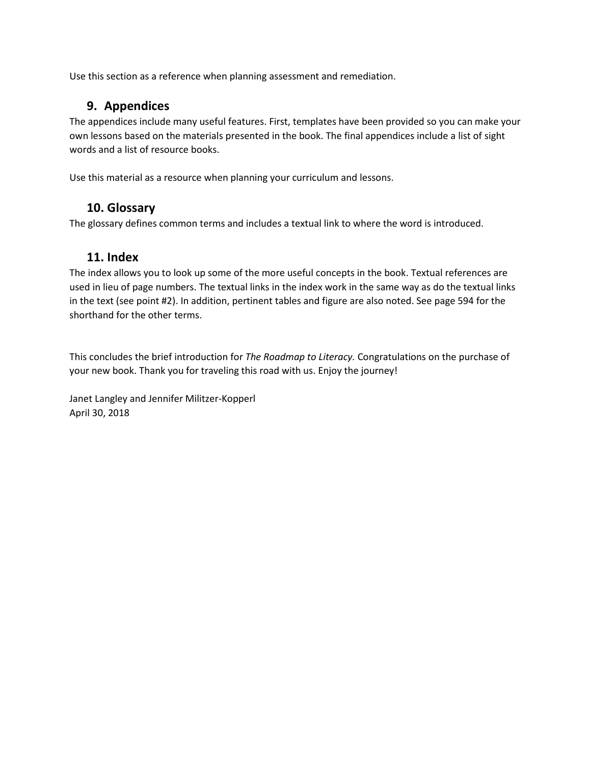Use this section as a reference when planning assessment and remediation.

## 9. Appendices

The appendices include many useful features. First, templates have been provided so you can make your own lessons based on the materials presented in the book. The final appendices include a list of sight words and a list of resource books.

Use this material as a resource when planning your curriculum and lessons.

## 10. Glossary

The glossary defines common terms and includes a textual link to where the word is introduced.

## 11. Index

The index allows you to look up some of the more useful concepts in the book. Textual references are used in lieu of page numbers. The textual links in the index work in the same way as do the textual links in the text (see point #2). In addition, pertinent tables and figure are also noted. See page 594 for the shorthand for the other terms.

This concludes the brief introduction for *The Roadmap to Literacy*. Congratulations on the purchase of your new book. Thank you for traveling this road with us. Enjoy the journey!

Janet Langley and Jennifer Militzer-Kopperl
April 30, 2018